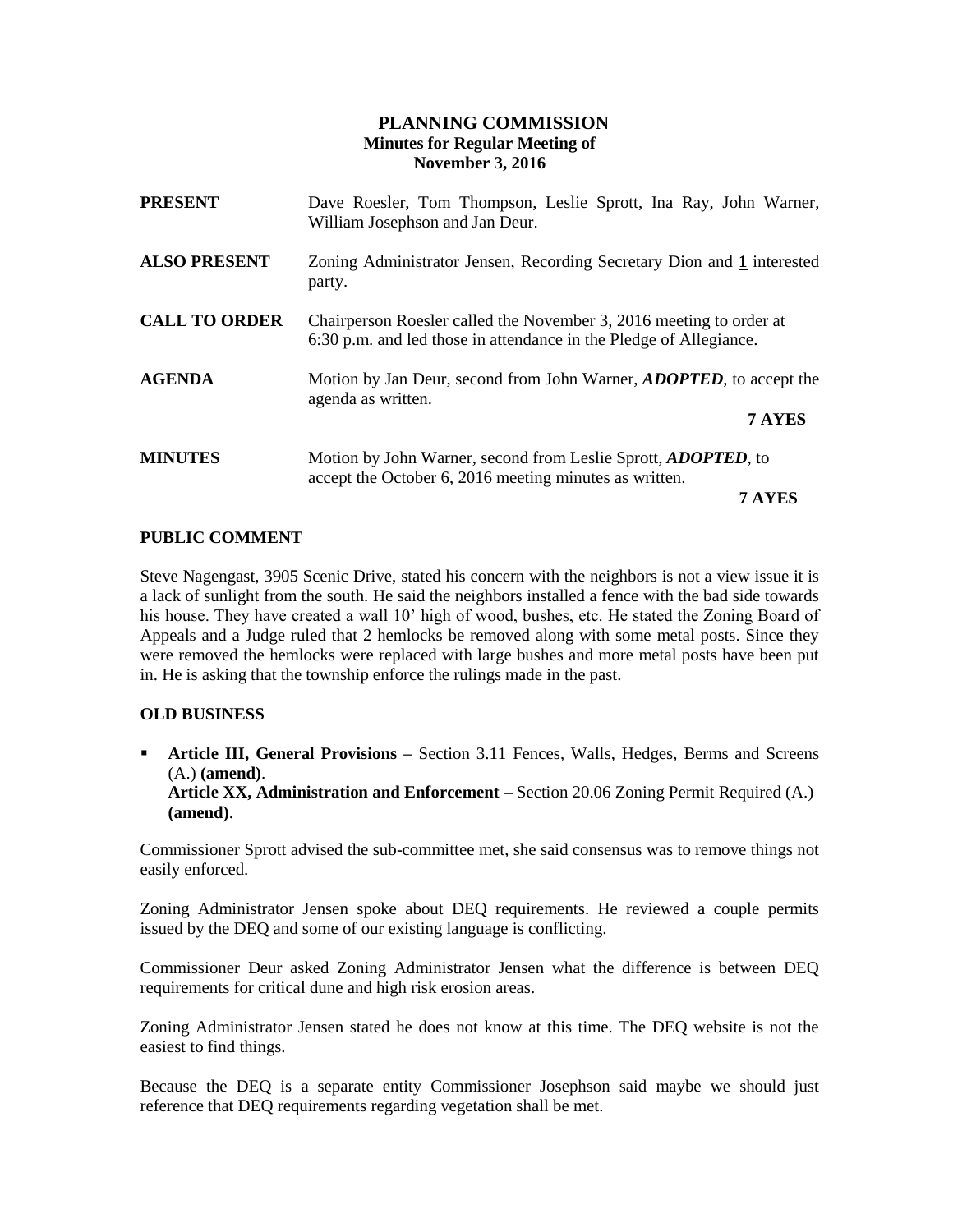# PLANNING COMMISSION
## Minutes for Regular Meeting of November 3, 2016

**PRESENT** Dave Roesler, Tom Thompson, Leslie Sprott, Ina Ray, John Warner, William Josephson and Jan Deur.

**ALSO PRESENT** Zoning Administrator Jensen, Recording Secretary Dion and **1** interested party.

**CALL TO ORDER** Chairperson Roesler called the November 3, 2016 meeting to order at 6:30 p.m. and led those in attendance in the Pledge of Allegiance.

**AGENDA** Motion by Jan Deur, second from John Warner, ***ADOPTED***, to accept the agenda as written.

**7 AYES**

**MINUTES** Motion by John Warner, second from Leslie Sprott, ***ADOPTED***, to accept the October 6, 2016 meeting minutes as written.

**7 AYES**

### PUBLIC COMMENT

Steve Nagengast, 3905 Scenic Drive, stated his concern with the neighbors is not a view issue it is a lack of sunlight from the south. He said the neighbors installed a fence with the bad side towards his house. They have created a wall 10' high of wood, bushes, etc. He stated the Zoning Board of Appeals and a Judge ruled that 2 hemlocks be removed along with some metal posts. Since they were removed the hemlocks were replaced with large bushes and more metal posts have been put in. He is asking that the township enforce the rulings made in the past.

### OLD BUSINESS

- **Article III, General Provisions –** Section 3.11 Fences, Walls, Hedges, Berms and Screens (A.) **(amend)**.
  **Article XX, Administration and Enforcement –** Section 20.06 Zoning Permit Required (A.) **(amend)**.

Commissioner Sprott advised the sub-committee met, she said consensus was to remove things not easily enforced.

Zoning Administrator Jensen spoke about DEQ requirements. He reviewed a couple permits issued by the DEQ and some of our existing language is conflicting.

Commissioner Deur asked Zoning Administrator Jensen what the difference is between DEQ requirements for critical dune and high risk erosion areas.

Zoning Administrator Jensen stated he does not know at this time. The DEQ website is not the easiest to find things.

Because the DEQ is a separate entity Commissioner Josephson said maybe we should just reference that DEQ requirements regarding vegetation shall be met.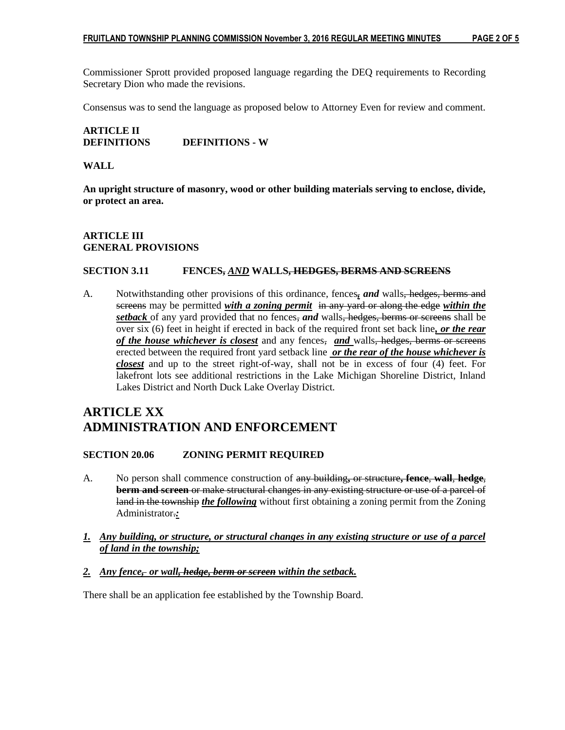Commissioner Sprott provided proposed language regarding the DEQ requirements to Recording Secretary Dion who made the revisions.

Consensus was to send the language as proposed below to Attorney Even for review and comment.

**ARTICLE II**
**DEFINITIONS DEFINITIONS - W**

**WALL**

**An upright structure of masonry, wood or other building materials serving to enclose, divide, or protect an area.**

**ARTICLE III**
**GENERAL PROVISIONS**

**SECTION 3.11 FENCES~~,~~ *AND* WALLS~~, HEDGES, BERMS AND SCREENS~~**

A. Notwithstanding other provisions of this ordinance, fences~~,~~ ***and*** walls~~, hedges, berms and screens~~ may be permitted ***with a zoning permit*** ~~in any yard or along the edge~~ ***within the setback*** of any yard provided that no fences~~,~~ ***and*** walls~~, hedges, berms or screens~~ shall be over six (6) feet in height if erected in back of the required front set back line***, or the rear of the house whichever is closest*** and any fences~~,~~ ***and*** walls~~, hedges, berms or screens~~ erected between the required front yard setback line ***or the rear of the house whichever is closest*** and up to the street right-of-way, shall not be in excess of four (4) feet. For lakefront lots see additional restrictions in the Lake Michigan Shoreline District, Inland Lakes District and North Duck Lake Overlay District.

# ARTICLE XX
# ADMINISTRATION AND ENFORCEMENT

**SECTION 20.06 ZONING PERMIT REQUIRED**

A. No person shall commence construction of ~~any building, or structure~~**, fence**, **wall**, **hedge**, **berm and screen** ~~or make structural changes in any existing structure or use of a parcel of land in the township~~ ***the following*** without first obtaining a zoning permit from the Zoning Administrator~~.~~***:***

***1. Any building, or structure, or structural changes in any existing structure or use of a parcel of land in the township;***

***2. Any fence~~,~~ or wall~~, hedge, berm or screen~~ within the setback.***

There shall be an application fee established by the Township Board.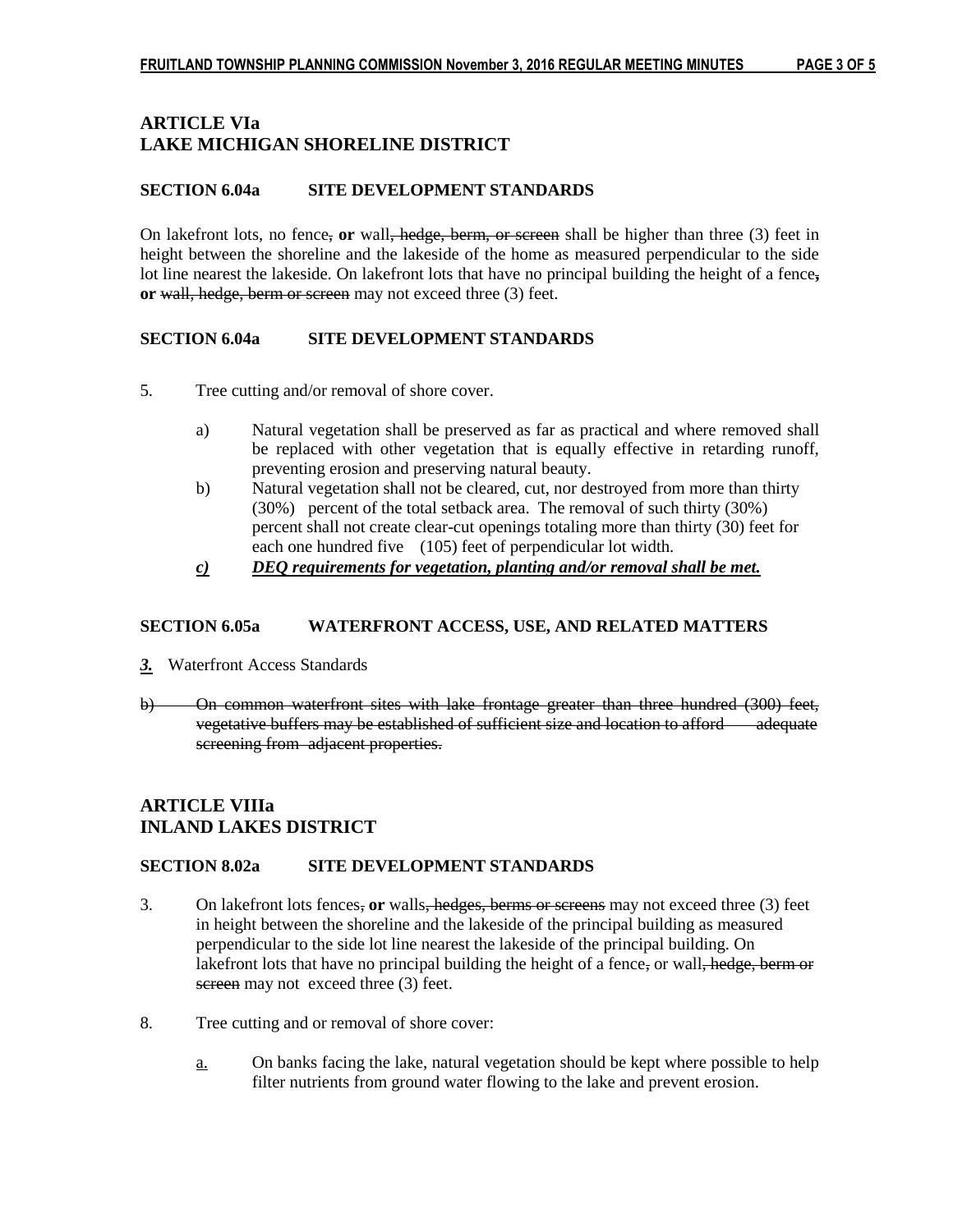## ARTICLE VIa
## LAKE MICHIGAN SHORELINE DISTRICT

### SECTION 6.04a SITE DEVELOPMENT STANDARDS

On lakefront lots, no fence~~,~~ **or** wall~~, hedge, berm, or screen~~ shall be higher than three (3) feet in height between the shoreline and the lakeside of the home as measured perpendicular to the side lot line nearest the lakeside. On lakefront lots that have no principal building the height of a fence~~,~~ **or** ~~wall, hedge, berm or screen~~ may not exceed three (3) feet.

### SECTION 6.04a SITE DEVELOPMENT STANDARDS

5. Tree cutting and/or removal of shore cover.

   a) Natural vegetation shall be preserved as far as practical and where removed shall be replaced with other vegetation that is equally effective in retarding runoff, preventing erosion and preserving natural beauty.

   b) Natural vegetation shall not be cleared, cut, nor destroyed from more than thirty (30%) percent of the total setback area. The removal of such thirty (30%) percent shall not create clear-cut openings totaling more than thirty (30) feet for each one hundred five (105) feet of perpendicular lot width.

   ***<u>c)</u>*** ***<u>DEQ requirements for vegetation, planting and/or removal shall be met.</u>***

### SECTION 6.05a WATERFRONT ACCESS, USE, AND RELATED MATTERS

***<u>3.</u>*** Waterfront Access Standards

~~b) On common waterfront sites with lake frontage greater than three hundred (300) feet, vegetative buffers may be established of sufficient size and location to afford adequate screening from adjacent properties.~~

## ARTICLE VIIIa
## INLAND LAKES DISTRICT

### SECTION 8.02a SITE DEVELOPMENT STANDARDS

3. On lakefront lots fences~~,~~ **or** walls~~, hedges, berms or screens~~ may not exceed three (3) feet in height between the shoreline and the lakeside of the principal building as measured perpendicular to the side lot line nearest the lakeside of the principal building. On lakefront lots that have no principal building the height of a fence~~,~~ or wall~~, hedge, berm or screen~~ may not exceed three (3) feet.

8. Tree cutting and or removal of shore cover:

   <u>a.</u> On banks facing the lake, natural vegetation should be kept where possible to help filter nutrients from ground water flowing to the lake and prevent erosion.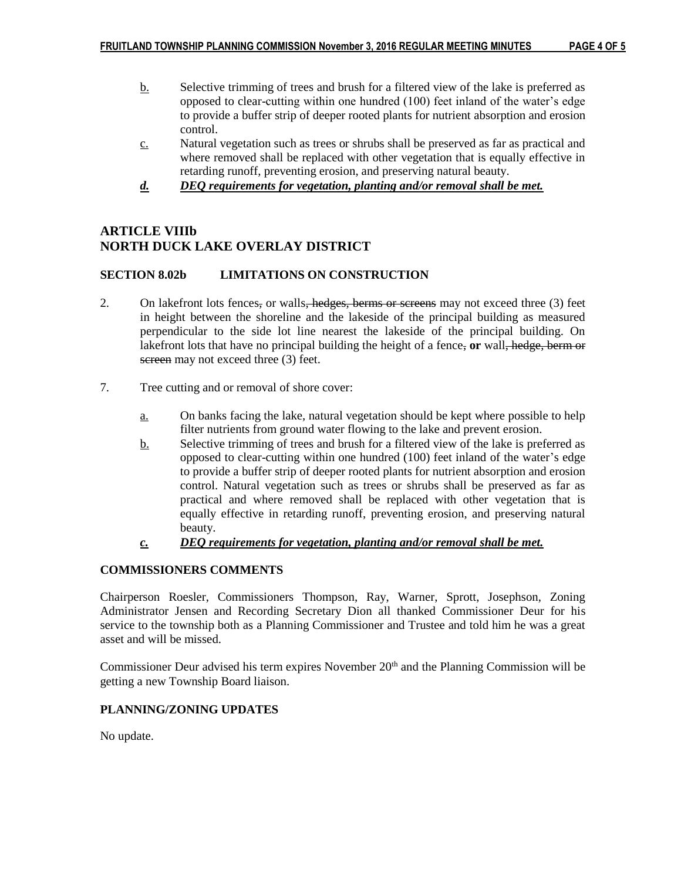b. Selective trimming of trees and brush for a filtered view of the lake is preferred as opposed to clear-cutting within one hundred (100) feet inland of the water's edge to provide a buffer strip of deeper rooted plants for nutrient absorption and erosion control.

c. Natural vegetation such as trees or shrubs shall be preserved as far as practical and where removed shall be replaced with other vegetation that is equally effective in retarding runoff, preventing erosion, and preserving natural beauty.

***d. DEQ requirements for vegetation, planting and/or removal shall be met.***

## ARTICLE VIIIb
## NORTH DUCK LAKE OVERLAY DISTRICT

### SECTION 8.02b LIMITATIONS ON CONSTRUCTION

2. On lakefront lots fences~~,~~ or walls~~, hedges, berms or screens~~ may not exceed three (3) feet in height between the shoreline and the lakeside of the principal building as measured perpendicular to the side lot line nearest the lakeside of the principal building. On lakefront lots that have no principal building the height of a fence~~,~~ **or** wall~~, hedge, berm or screen~~ may not exceed three (3) feet.

7. Tree cutting and or removal of shore cover:

   a. On banks facing the lake, natural vegetation should be kept where possible to help filter nutrients from ground water flowing to the lake and prevent erosion.

   b. Selective trimming of trees and brush for a filtered view of the lake is preferred as opposed to clear-cutting within one hundred (100) feet inland of the water's edge to provide a buffer strip of deeper rooted plants for nutrient absorption and erosion control. Natural vegetation such as trees or shrubs shall be preserved as far as practical and where removed shall be replaced with other vegetation that is equally effective in retarding runoff, preventing erosion, and preserving natural beauty.

   ***c. DEQ requirements for vegetation, planting and/or removal shall be met.***

### COMMISSIONERS COMMENTS

Chairperson Roesler, Commissioners Thompson, Ray, Warner, Sprott, Josephson, Zoning Administrator Jensen and Recording Secretary Dion all thanked Commissioner Deur for his service to the township both as a Planning Commissioner and Trustee and told him he was a great asset and will be missed.

Commissioner Deur advised his term expires November 20th and the Planning Commission will be getting a new Township Board liaison.

### PLANNING/ZONING UPDATES

No update.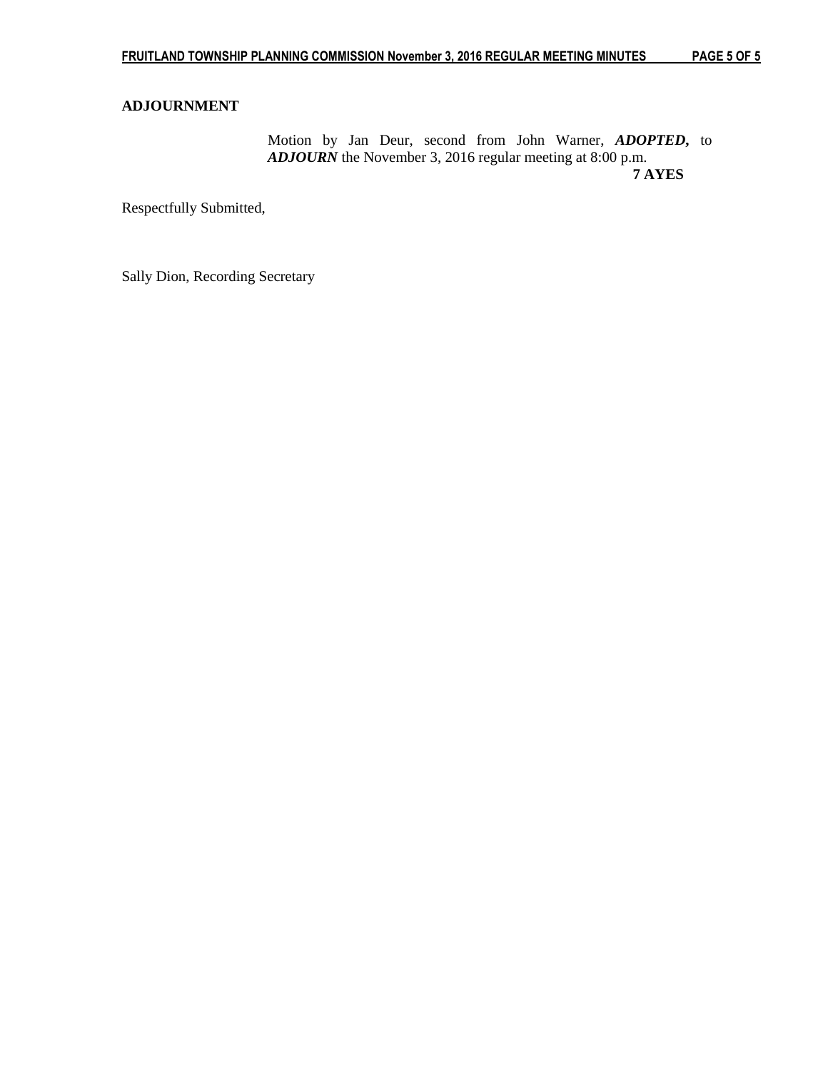**ADJOURNMENT**

Motion by Jan Deur, second from John Warner, ***ADOPTED,*** to ***ADJOURN*** the November 3, 2016 regular meeting at 8:00 p.m.

**7 AYES**

Respectfully Submitted,

Sally Dion, Recording Secretary